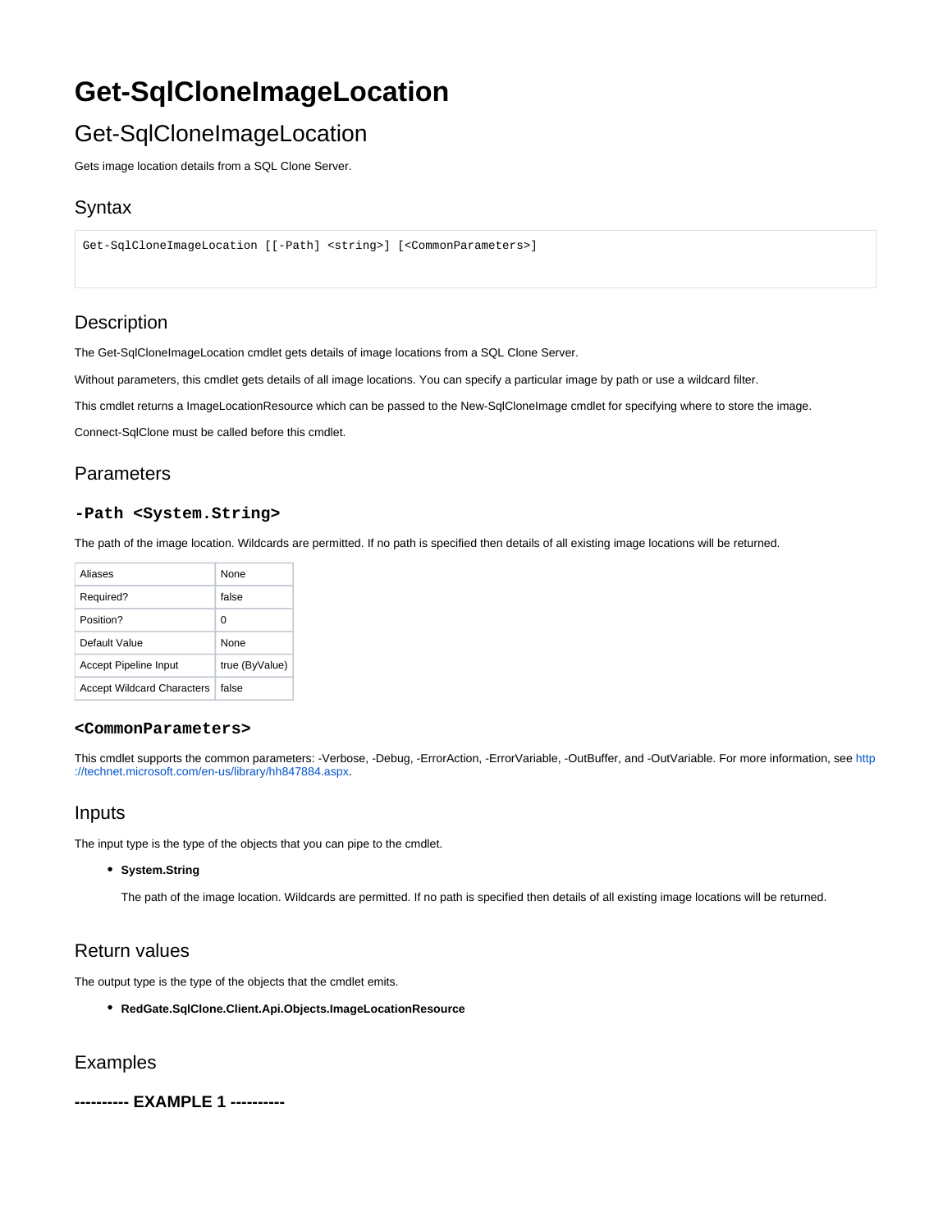# Get-SqlCloneImageLocation

## Get-SqlCloneImageLocation

Gets image location details from a SQL Clone Server.

## Syntax

```
Get-SqlCloneImageLocation [[-Path] <string>] [<CommonParameters>]
```

## Description

The Get-SqlCloneImageLocation cmdlet gets details of image locations from a SQL Clone Server.

Without parameters, this cmdlet gets details of all image locations. You can specify a particular image by path or use a wildcard filter.

This cmdlet returns a ImageLocationResource which can be passed to the New-SqlCloneImage cmdlet for specifying where to store the image.

Connect-SqlClone must be called before this cmdlet.

## Parameters

### `-Path <System.String>`

The path of the image location. Wildcards are permitted. If no path is specified then details of all existing image locations will be returned.

| Aliases | None |
|---|---|
| Required? | false |
| Position? | 0 |
| Default Value | None |
| Accept Pipeline Input | true (ByValue) |
| Accept Wildcard Characters | false |

### `<CommonParameters>`

This cmdlet supports the common parameters: -Verbose, -Debug, -ErrorAction, -ErrorVariable, -OutBuffer, and -OutVariable. For more information, see http://technet.microsoft.com/en-us/library/hh847884.aspx.

## Inputs

The input type is the type of the objects that you can pipe to the cmdlet.

- **System.String**

  The path of the image location. Wildcards are permitted. If no path is specified then details of all existing image locations will be returned.

## Return values

The output type is the type of the objects that the cmdlet emits.

- **RedGate.SqlClone.Client.Api.Objects.ImageLocationResource**

## Examples

### ---------- EXAMPLE 1 ----------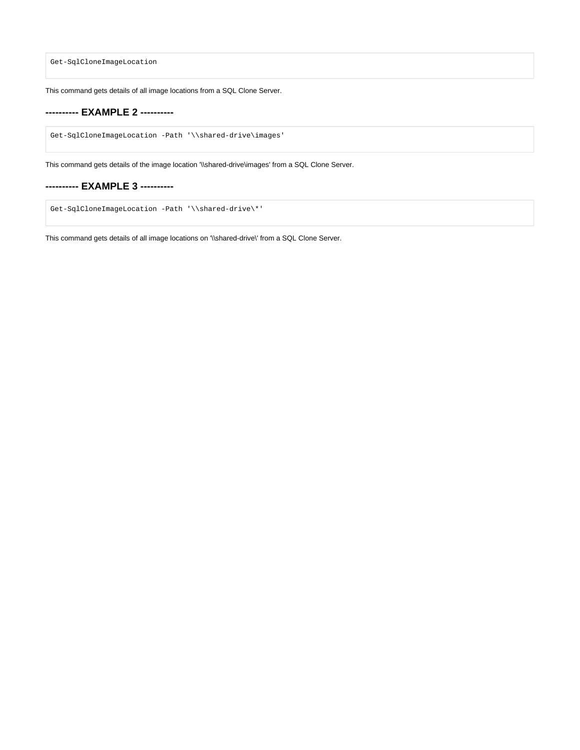```
Get-SqlCloneImageLocation
```

This command gets details of all image locations from a SQL Clone Server.

### ---------- EXAMPLE 2 ----------

```
Get-SqlCloneImageLocation -Path '\\shared-drive\images'
```

This command gets details of the image location '\\shared-drive\images' from a SQL Clone Server.

### ---------- EXAMPLE 3 ----------

```
Get-SqlCloneImageLocation -Path '\\shared-drive\*'
```

This command gets details of all image locations on '\\shared-drive\' from a SQL Clone Server.